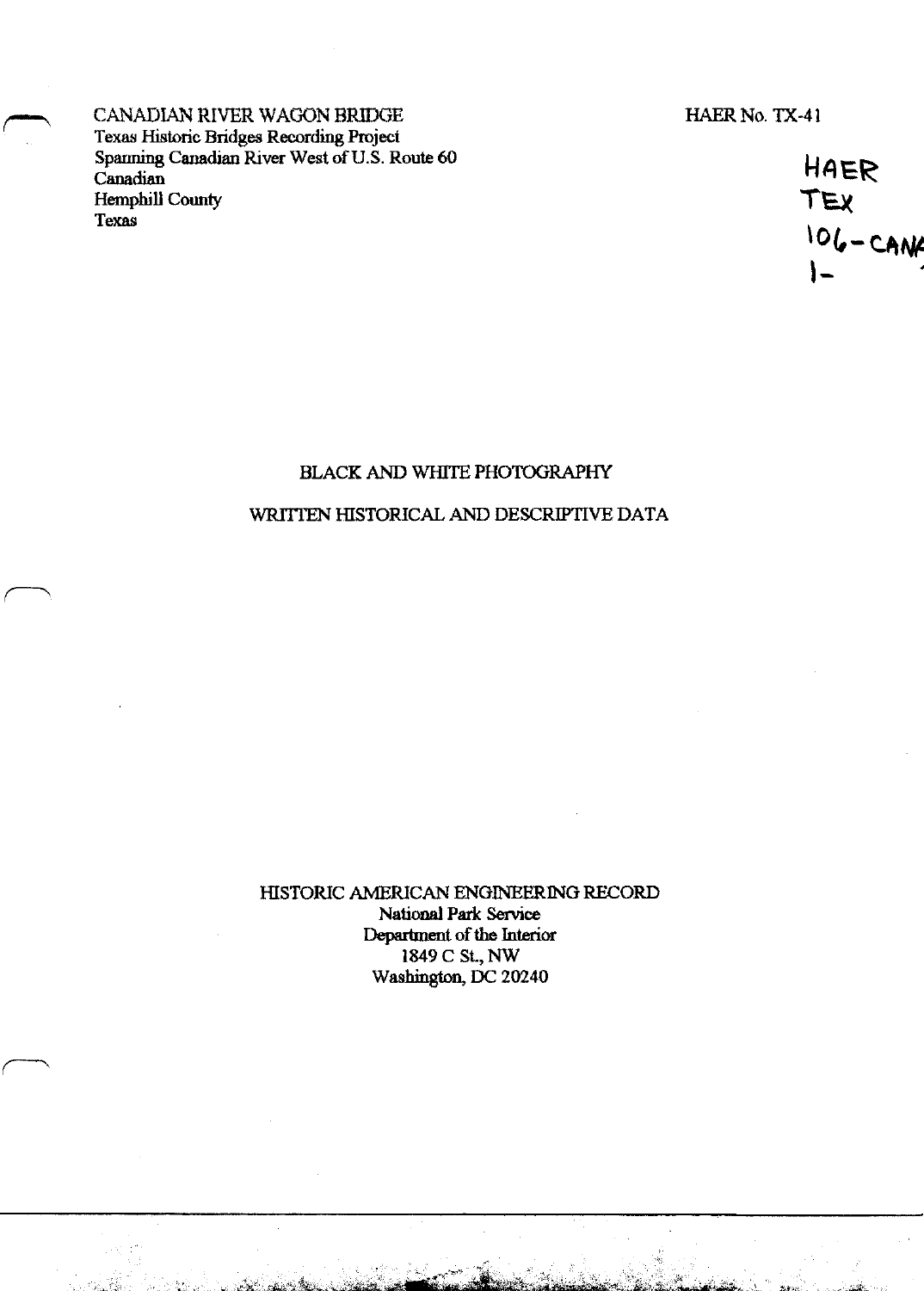CANADIAN RIVER WAGON BRIDGE
Texas Historic Bridges Recording Project
Spanning Canadian River West of U.S. Route 60
Canadian
Hemphill County
Texas

HAER No. TX-41

HAER
TEX
106-CANA
1-

BLACK AND WHITE PHOTOGRAPHY

WRITTEN HISTORICAL AND DESCRIPTIVE DATA

HISTORIC AMERICAN ENGINEERING RECORD
National Park Service
Department of the Interior
1849 C St., NW
Washington, DC 20240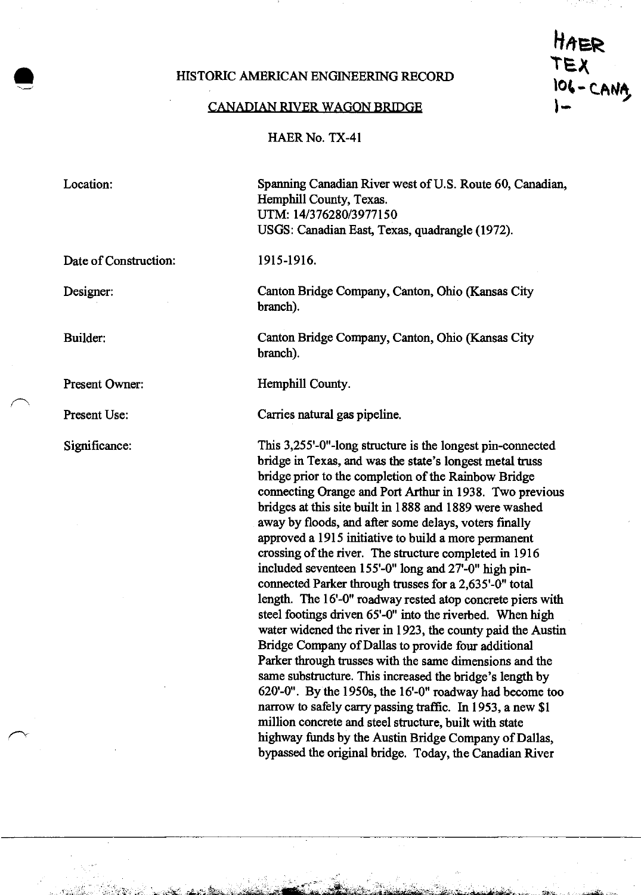# HISTORIC AMERICAN ENGINEERING RECORD

HAER
TEX
106-CANA,
1-

## CANADIAN RIVER WAGON BRIDGE

HAER No. TX-41

Location: Spanning Canadian River west of U.S. Route 60, Canadian, Hemphill County, Texas.
UTM: 14/376280/3977150
USGS: Canadian East, Texas, quadrangle (1972).

Date of Construction: 1915-1916.

Designer: Canton Bridge Company, Canton, Ohio (Kansas City branch).

Builder: Canton Bridge Company, Canton, Ohio (Kansas City branch).

Present Owner: Hemphill County.

Present Use: Carries natural gas pipeline.

Significance: This 3,255'-0"-long structure is the longest pin-connected bridge in Texas, and was the state's longest metal truss bridge prior to the completion of the Rainbow Bridge connecting Orange and Port Arthur in 1938. Two previous bridges at this site built in 1888 and 1889 were washed away by floods, and after some delays, voters finally approved a 1915 initiative to build a more permanent crossing of the river. The structure completed in 1916 included seventeen 155'-0" long and 27'-0" high pin-connected Parker through trusses for a 2,635'-0" total length. The 16'-0" roadway rested atop concrete piers with steel footings driven 65'-0" into the riverbed. When high water widened the river in 1923, the county paid the Austin Bridge Company of Dallas to provide four additional Parker through trusses with the same dimensions and the same substructure. This increased the bridge's length by 620'-0". By the 1950s, the 16'-0" roadway had become too narrow to safely carry passing traffic. In 1953, a new $1 million concrete and steel structure, built with state highway funds by the Austin Bridge Company of Dallas, bypassed the original bridge. Today, the Canadian River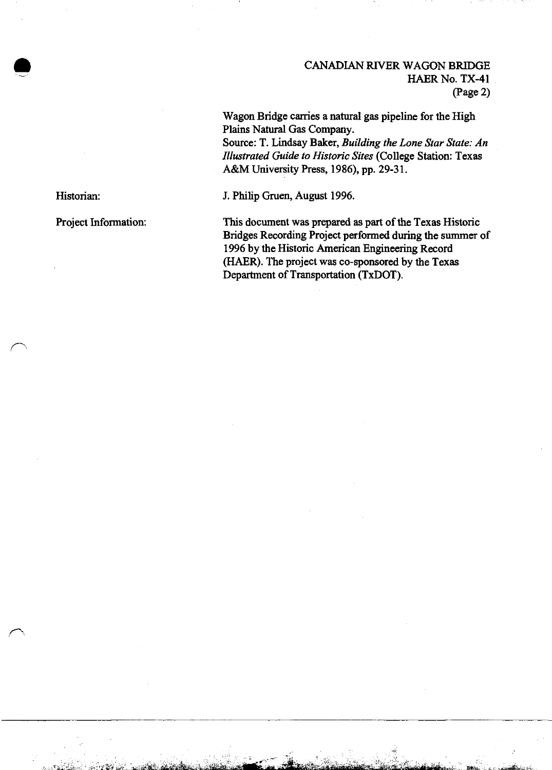Wagon Bridge carries a natural gas pipeline for the High Plains Natural Gas Company.
Source: T. Lindsay Baker, *Building the Lone Star State: An Illustrated Guide to Historic Sites* (College Station: Texas A&M University Press, 1986), pp. 29-31.

Historian: J. Philip Gruen, August 1996.

Project Information: This document was prepared as part of the Texas Historic Bridges Recording Project performed during the summer of 1996 by the Historic American Engineering Record (HAER). The project was co-sponsored by the Texas Department of Transportation (TxDOT).